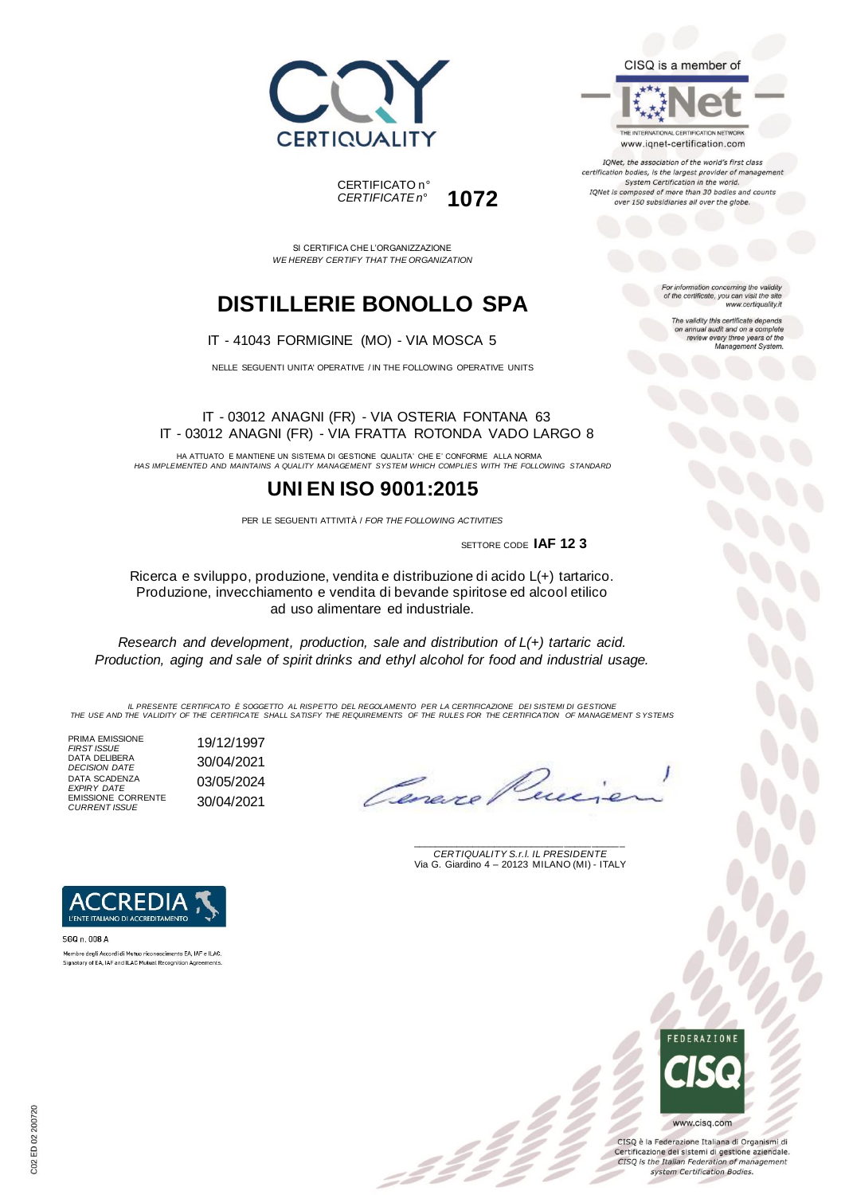CERTIQUALITY

CERTIFICATO n°
*CERTIFICATE n°* **1072**

CISQ is a member of

IQNet

THE INTERNATIONAL CERTIFICATION NETWORK
www.iqnet-certification.com

*IQNet, the association of the world's first class certification bodies, is the largest provider of management System Certification in the world. IQNet is composed of more than 30 bodies and counts over 150 subsidiaries all over the globe.*

SI CERTIFICA CHE L'ORGANIZZAZIONE
*WE HEREBY CERTIFY THAT THE ORGANIZATION*

# DISTILLERIE BONOLLO SPA

IT - 41043 FORMIGINE (MO) - VIA MOSCA 5

NELLE SEGUENTI UNITA' OPERATIVE / IN THE FOLLOWING OPERATIVE UNITS

IT - 03012 ANAGNI (FR) - VIA OSTERIA FONTANA 63
IT - 03012 ANAGNI (FR) - VIA FRATTA ROTONDA VADO LARGO 8

HA ATTUATO E MANTIENE UN SISTEMA DI GESTIONE QUALITA' CHE E' CONFORME ALLA NORMA
*HAS IMPLEMENTED AND MAINTAINS A QUALITY MANAGEMENT SYSTEM WHICH COMPLIES WITH THE FOLLOWING STANDARD*

# UNI EN ISO 9001:2015

PER LE SEGUENTI ATTIVITÀ / *FOR THE FOLLOWING ACTIVITIES*

SETTORE CODE **IAF 12 3**

Ricerca e sviluppo, produzione, vendita e distribuzione di acido L(+) tartarico. Produzione, invecchiamento e vendita di bevande spiritose ed alcool etilico ad uso alimentare ed industriale.

*Research and development, production, sale and distribution of L(+) tartaric acid. Production, aging and sale of spirit drinks and ethyl alcohol for food and industrial usage.*

*For information concerning the validity of the certificate, you can visit the site www.certiquality.it*

*The validity this certificate depends on annual audit and on a complete review every three years of the Management System.*

*IL PRESENTE CERTIFICATO È SOGGETTO AL RISPETTO DEL REGOLAMENTO PER LA CERTIFICAZIONE DEI SISTEMI DI GESTIONE*
*THE USE AND THE VALIDITY OF THE CERTIFICATE SHALL SATISFY THE REQUIREMENTS OF THE RULES FOR THE CERTIFICATION OF MANAGEMENT SYSTEMS*

| | |
|---|---|
| PRIMA EMISSIONE *FIRST ISSUE* | 19/12/1997 |
| DATA DELIBERA *DECISION DATE* | 30/04/2021 |
| DATA SCADENZA *EXPIRY DATE* | 03/05/2024 |
| EMISSIONE CORRENTE *CURRENT ISSUE* | 30/04/2021 |

*CERTIQUALITY S.r.l. IL PRESIDENTE*
Via G. Giardino 4 – 20123 MILANO (MI) - ITALY

ACCREDIA
L'ENTE ITALIANO DI ACCREDITAMENTO

SGQ n. 008 A
Membro degli Accordi di Mutuo riconoscimento EA, IAF e ILAC.
Signatory of EA, IAF and ILAC Mutual Recognition Agreements.

FEDERAZIONE CISQ
www.cisq.com

CISQ è la Federazione Italiana di Organismi di Certificazione dei sistemi di gestione aziendale.
*CISQ is the Italian Federation of management system Certification Bodies.*

C02 ED 02 200720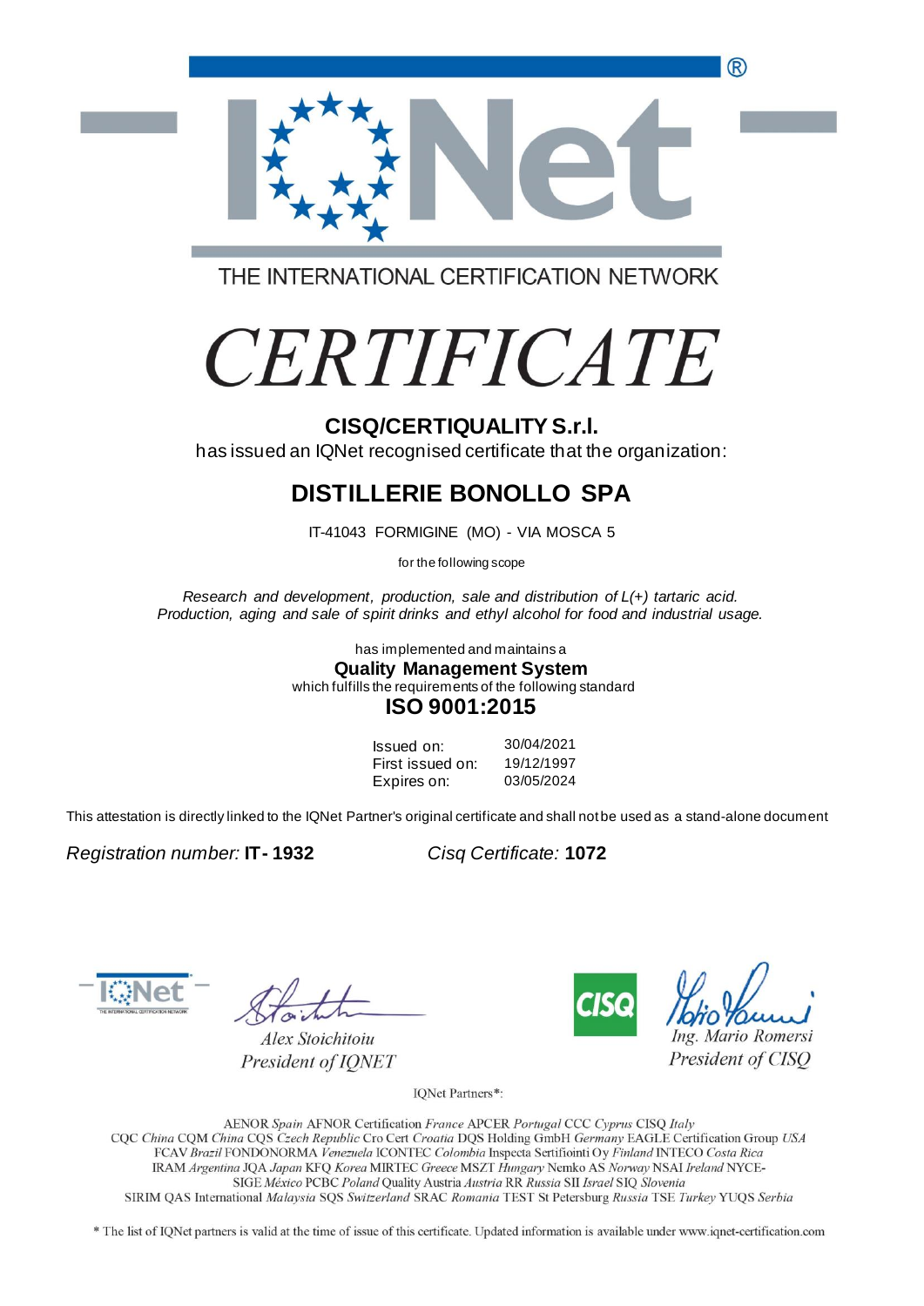THE INTERNATIONAL CERTIFICATION NETWORK

# CERTIFICATE

**CISQ/CERTIQUALITY S.r.l.**

has issued an IQNet recognised certificate that the organization:

## DISTILLERIE BONOLLO SPA

IT-41043 FORMIGINE (MO) - VIA MOSCA 5

for the following scope

*Research and development, production, sale and distribution of L(+) tartaric acid.*
*Production, aging and sale of spirit drinks and ethyl alcohol for food and industrial usage.*

has implemented and maintains a

**Quality Management System**

which fulfills the requirements of the following standard

**ISO 9001:2015**

| | |
|---|---|
| Issued on: | 30/04/2021 |
| First issued on: | 19/12/1997 |
| Expires on: | 03/05/2024 |

This attestation is directly linked to the IQNet Partner's original certificate and shall not be used as a stand-alone document

*Registration number:* **IT- 1932**

*Cisq Certificate:* **1072**

*Alex Stoichitoiu*
*President of IQNET*

*Ing. Mario Romersi*
*President of CISQ*

IQNet Partners*:

AENOR *Spain* AFNOR Certification *France* APCER *Portugal* CCC *Cyprus* CISQ *Italy*
CQC *China* CQM *China* CQS *Czech Republic* Cro Cert *Croatia* DQS Holding GmbH *Germany* EAGLE Certification Group *USA*
FCAV *Brazil* FONDONORMA *Venezuela* ICONTEC *Colombia* Inspecta Sertifiointi Oy *Finland* INTECO *Costa Rica*
IRAM *Argentina* JQA *Japan* KFQ *Korea* MIRTEC *Greece* MSZT *Hungary* Nemko AS *Norway* NSAI *Ireland* NYCE-SIGE *México* PCBC *Poland* Quality Austria *Austria* RR *Russia* SII *Israel* SIQ *Slovenia*
SIRIM QAS International *Malaysia* SQS *Switzerland* SRAC *Romania* TEST St Petersburg *Russia* TSE *Turkey* YUQS *Serbia*

* The list of IQNet partners is valid at the time of issue of this certificate. Updated information is available under www.iqnet-certification.com